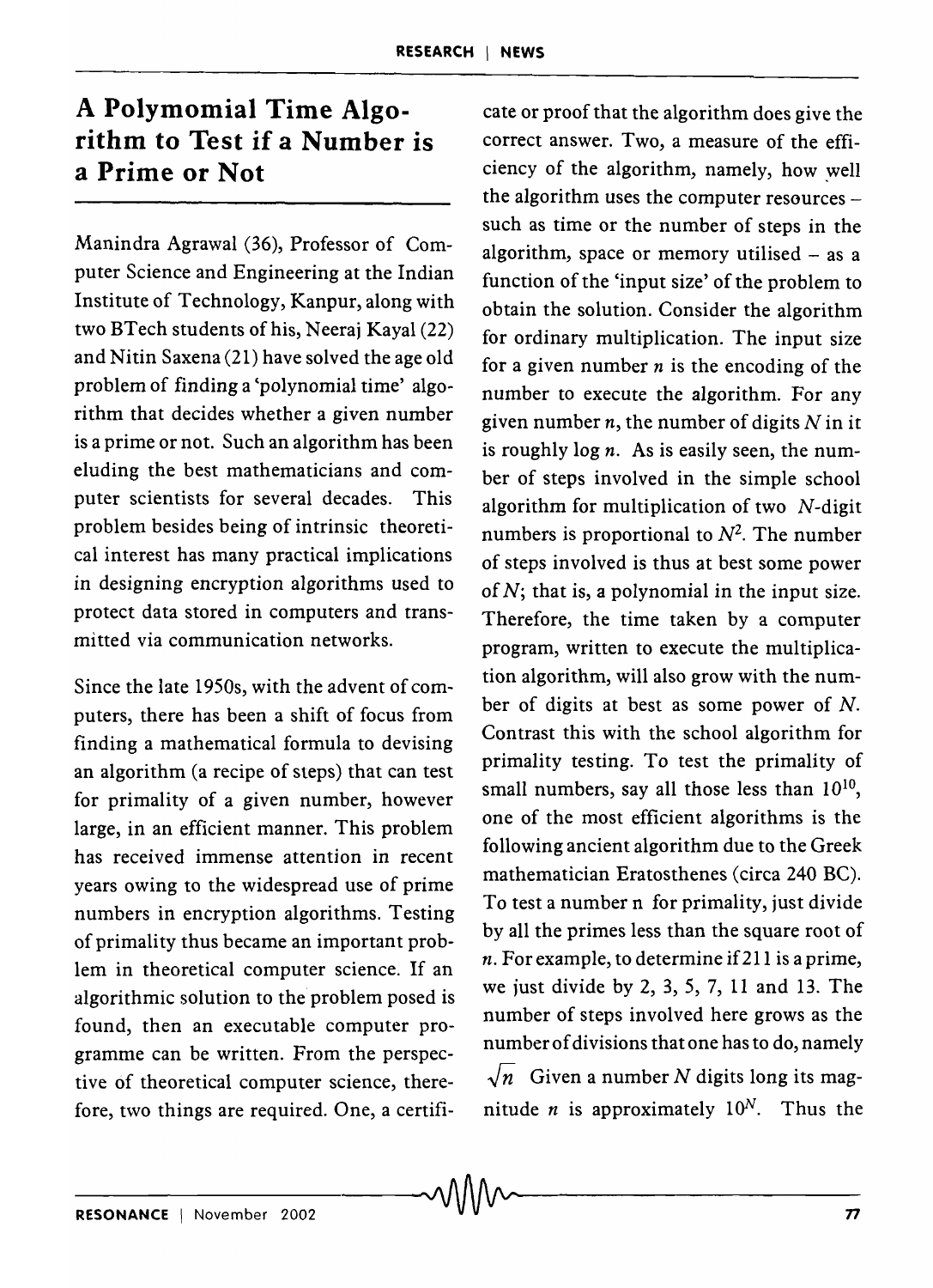# A Polymomial Time Algorithm to Test if a Number is a Prime or Not

Manindra Agrawal (36), Professor of Computer Science and Engineering at the Indian Institute of Technology, Kanpur, along with two BTech students of his, Neeraj Kayal (22) and Nitin Saxena (21) have solved the age old problem of finding a 'polynomial time' algorithm that decides whether a given number is a prime or not. Such an algorithm has been eluding the best mathematicians and computer scientists for several decades. This problem besides being of intrinsic theoretical interest has many practical implications in designing encryption algorithms used to protect data stored in computers and transmitted via communication networks.

Since the late 1950s, with the advent of computers, there has been a shift of focus from finding a mathematical formula to devising an algorithm (a recipe of steps) that can test for primality of a given number, however large, in an efficient manner. This problem has received immense attention in recent years owing to the widespread use of prime numbers in encryption algorithms. Testing of primality thus became an important problem in theoretical computer science. If an algorithmic solution to the problem posed is found, then an executable computer programme can be written. From the perspective of theoretical computer science, therefore, two things are required. One, a certificate or proof that the algorithm does give the correct answer. Two, a measure of the efficiency of the algorithm, namely, how well the algorithm uses the computer resources – such as time or the number of steps in the algorithm, space or memory utilised – as a function of the 'input size' of the problem to obtain the solution. Consider the algorithm for ordinary multiplication. The input size for a given number $n$ is the encoding of the number to execute the algorithm. For any given number $n$, the number of digits $N$ in it is roughly $\log n$. As is easily seen, the number of steps involved in the simple school algorithm for multiplication of two $N$-digit numbers is proportional to $N^2$. The number of steps involved is thus at best some power of $N$; that is, a polynomial in the input size. Therefore, the time taken by a computer program, written to execute the multiplication algorithm, will also grow with the number of digits at best as some power of $N$. Contrast this with the school algorithm for primality testing. To test the primality of small numbers, say all those less than $10^{10}$, one of the most efficient algorithms is the following ancient algorithm due to the Greek mathematician Eratosthenes (circa 240 BC). To test a number n for primality, just divide by all the primes less than the square root of $n$. For example, to determine if 211 is a prime, we just divide by 2, 3, 5, 7, 11 and 13. The number of steps involved here grows as the number of divisions that one has to do, namely $\sqrt{n}$ Given a number $N$ digits long its magnitude $n$ is approximately $10^N$. Thus the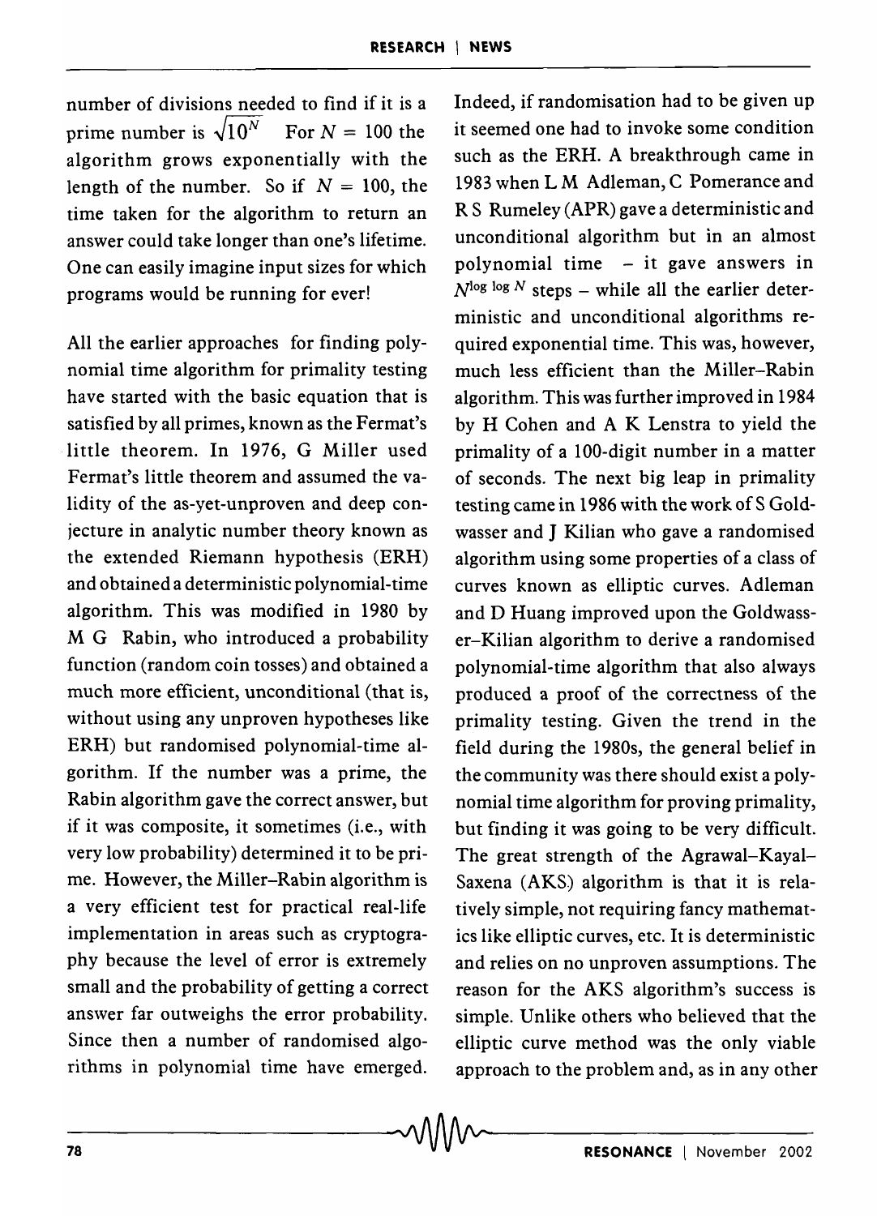number of divisions needed to find if it is a prime number is $\sqrt{10^N}$ For $N = 100$ the algorithm grows exponentially with the length of the number. So if $N = 100$, the time taken for the algorithm to return an answer could take longer than one's lifetime. One can easily imagine input sizes for which programs would be running for ever!

All the earlier approaches for finding polynomial time algorithm for primality testing have started with the basic equation that is satisfied by all primes, known as the Fermat's little theorem. In 1976, G Miller used Fermat's little theorem and assumed the validity of the as-yet-unproven and deep conjecture in analytic number theory known as the extended Riemann hypothesis (ERH) and obtained a deterministic polynomial-time algorithm. This was modified in 1980 by M G Rabin, who introduced a probability function (random coin tosses) and obtained a much more efficient, unconditional (that is, without using any unproven hypotheses like ERH) but randomised polynomial-time algorithm. If the number was a prime, the Rabin algorithm gave the correct answer, but if it was composite, it sometimes (i.e., with very low probability) determined it to be prime. However, the Miller–Rabin algorithm is a very efficient test for practical real-life implementation in areas such as cryptography because the level of error is extremely small and the probability of getting a correct answer far outweighs the error probability. Since then a number of randomised algorithms in polynomial time have emerged. Indeed, if randomisation had to be given up it seemed one had to invoke some condition such as the ERH. A breakthrough came in 1983 when L M Adleman, C Pomerance and R S Rumeley (APR) gave a deterministic and unconditional algorithm but in an almost polynomial time – it gave answers in $N^{\log \log N}$ steps – while all the earlier deterministic and unconditional algorithms required exponential time. This was, however, much less efficient than the Miller–Rabin algorithm. This was further improved in 1984 by H Cohen and A K Lenstra to yield the primality of a 100-digit number in a matter of seconds. The next big leap in primality testing came in 1986 with the work of S Goldwasser and J Kilian who gave a randomised algorithm using some properties of a class of curves known as elliptic curves. Adleman and D Huang improved upon the Goldwasser–Kilian algorithm to derive a randomised polynomial-time algorithm that also always produced a proof of the correctness of the primality testing. Given the trend in the field during the 1980s, the general belief in the community was there should exist a polynomial time algorithm for proving primality, but finding it was going to be very difficult. The great strength of the Agrawal–Kayal–Saxena (AKS) algorithm is that it is relatively simple, not requiring fancy mathematics like elliptic curves, etc. It is deterministic and relies on no unproven assumptions. The reason for the AKS algorithm's success is simple. Unlike others who believed that the elliptic curve method was the only viable approach to the problem and, as in any other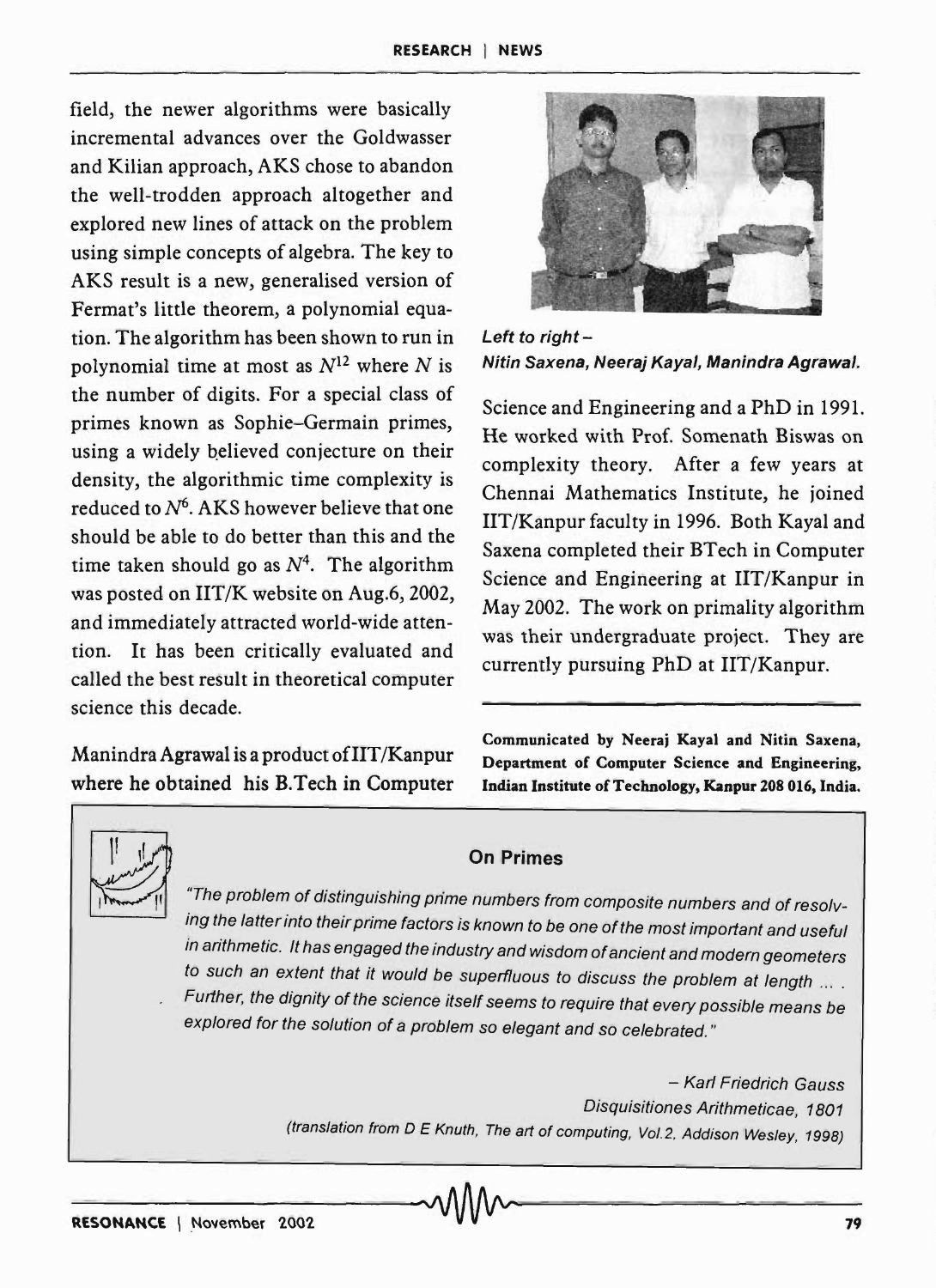field, the newer algorithms were basically incremental advances over the Goldwasser and Kilian approach, AKS chose to abandon the well-trodden approach altogether and explored new lines of attack on the problem using simple concepts of algebra. The key to AKS result is a new, generalised version of Fermat's little theorem, a polynomial equation. The algorithm has been shown to run in polynomial time at most as $N^{12}$ where $N$ is the number of digits. For a special class of primes known as Sophie–Germain primes, using a widely believed conjecture on their density, the algorithmic time complexity is reduced to $N^6$. AKS however believe that one should be able to do better than this and the time taken should go as $N^4$. The algorithm was posted on IIT/K website on Aug.6, 2002, and immediately attracted world-wide attention. It has been critically evaluated and called the best result in theoretical computer science this decade.

*Left to right –*
***Nitin Saxena, Neeraj Kayal, Manindra Agrawal.***

Manindra Agrawal is a product of IIT/Kanpur where he obtained his B.Tech in Computer Science and Engineering and a PhD in 1991. He worked with Prof. Somenath Biswas on complexity theory. After a few years at Chennai Mathematics Institute, he joined IIT/Kanpur faculty in 1996. Both Kayal and Saxena completed their BTech in Computer Science and Engineering at IIT/Kanpur in May 2002. The work on primality algorithm was their undergraduate project. They are currently pursuing PhD at IIT/Kanpur.

**Communicated by Neeraj Kayal and Nitin Saxena, Department of Computer Science and Engineering, Indian Institute of Technology, Kanpur 208 016, India.**

### On Primes

*"The problem of distinguishing prime numbers from composite numbers and of resolving the latter into their prime factors is known to be one of the most important and useful in arithmetic. It has engaged the industry and wisdom of ancient and modern geometers to such an extent that it would be superfluous to discuss the problem at length ... . Further, the dignity of the science itself seems to require that every possible means be explored for the solution of a problem so elegant and so celebrated."*

*– Karl Friedrich Gauss*
*Disquisitiones Arithmeticae, 1801*
*(translation from D E Knuth, The art of computing, Vol.2, Addison Wesley, 1998)*